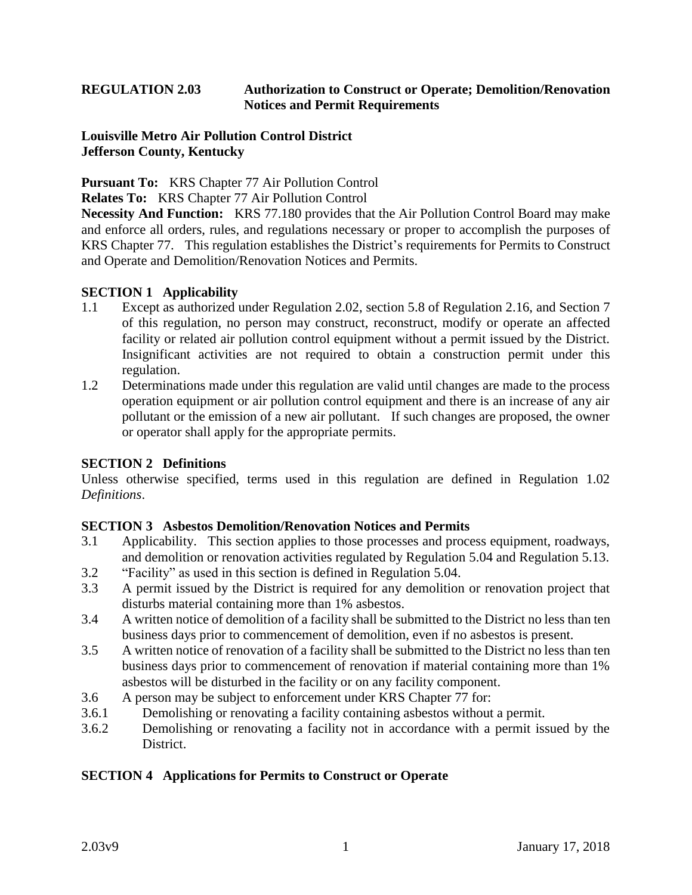# REGULATION 2.03 Authorization to Construct or Operate; Demolition/Renovation Notices and Permit Requirements

**Louisville Metro Air Pollution Control District**
**Jefferson County, Kentucky**

**Pursuant To:** KRS Chapter 77 Air Pollution Control

**Relates To:** KRS Chapter 77 Air Pollution Control

**Necessity And Function:** KRS 77.180 provides that the Air Pollution Control Board may make and enforce all orders, rules, and regulations necessary or proper to accomplish the purposes of KRS Chapter 77. This regulation establishes the District's requirements for Permits to Construct and Operate and Demolition/Renovation Notices and Permits.

## SECTION 1 Applicability

1.1 Except as authorized under Regulation 2.02, section 5.8 of Regulation 2.16, and Section 7 of this regulation, no person may construct, reconstruct, modify or operate an affected facility or related air pollution control equipment without a permit issued by the District. Insignificant activities are not required to obtain a construction permit under this regulation.

1.2 Determinations made under this regulation are valid until changes are made to the process operation equipment or air pollution control equipment and there is an increase of any air pollutant or the emission of a new air pollutant. If such changes are proposed, the owner or operator shall apply for the appropriate permits.

## SECTION 2 Definitions

Unless otherwise specified, terms used in this regulation are defined in Regulation 1.02 *Definitions*.

## SECTION 3 Asbestos Demolition/Renovation Notices and Permits

3.1 Applicability. This section applies to those processes and process equipment, roadways, and demolition or renovation activities regulated by Regulation 5.04 and Regulation 5.13.

3.2 "Facility" as used in this section is defined in Regulation 5.04.

3.3 A permit issued by the District is required for any demolition or renovation project that disturbs material containing more than 1% asbestos.

3.4 A written notice of demolition of a facility shall be submitted to the District no less than ten business days prior to commencement of demolition, even if no asbestos is present.

3.5 A written notice of renovation of a facility shall be submitted to the District no less than ten business days prior to commencement of renovation if material containing more than 1% asbestos will be disturbed in the facility or on any facility component.

3.6 A person may be subject to enforcement under KRS Chapter 77 for:

3.6.1 Demolishing or renovating a facility containing asbestos without a permit.

3.6.2 Demolishing or renovating a facility not in accordance with a permit issued by the District.

## SECTION 4 Applications for Permits to Construct or Operate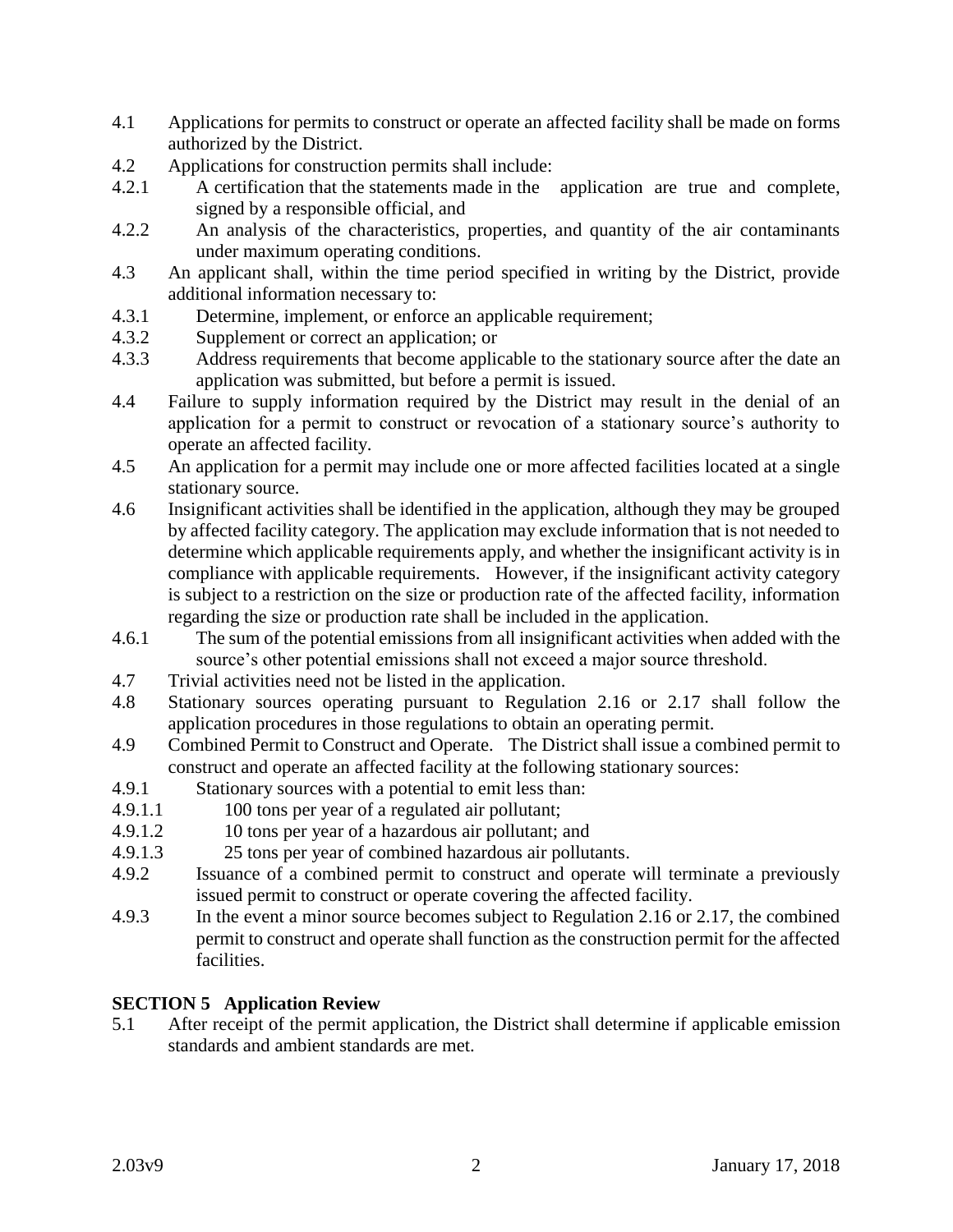4.1 Applications for permits to construct or operate an affected facility shall be made on forms authorized by the District.

4.2 Applications for construction permits shall include:

4.2.1 A certification that the statements made in the application are true and complete, signed by a responsible official, and

4.2.2 An analysis of the characteristics, properties, and quantity of the air contaminants under maximum operating conditions.

4.3 An applicant shall, within the time period specified in writing by the District, provide additional information necessary to:

4.3.1 Determine, implement, or enforce an applicable requirement;

4.3.2 Supplement or correct an application; or

4.3.3 Address requirements that become applicable to the stationary source after the date an application was submitted, but before a permit is issued.

4.4 Failure to supply information required by the District may result in the denial of an application for a permit to construct or revocation of a stationary source's authority to operate an affected facility.

4.5 An application for a permit may include one or more affected facilities located at a single stationary source.

4.6 Insignificant activities shall be identified in the application, although they may be grouped by affected facility category. The application may exclude information that is not needed to determine which applicable requirements apply, and whether the insignificant activity is in compliance with applicable requirements. However, if the insignificant activity category is subject to a restriction on the size or production rate of the affected facility, information regarding the size or production rate shall be included in the application.

4.6.1 The sum of the potential emissions from all insignificant activities when added with the source's other potential emissions shall not exceed a major source threshold.

4.7 Trivial activities need not be listed in the application.

4.8 Stationary sources operating pursuant to Regulation 2.16 or 2.17 shall follow the application procedures in those regulations to obtain an operating permit.

4.9 Combined Permit to Construct and Operate. The District shall issue a combined permit to construct and operate an affected facility at the following stationary sources:

4.9.1 Stationary sources with a potential to emit less than:

4.9.1.1 100 tons per year of a regulated air pollutant;

4.9.1.2 10 tons per year of a hazardous air pollutant; and

4.9.1.3 25 tons per year of combined hazardous air pollutants.

4.9.2 Issuance of a combined permit to construct and operate will terminate a previously issued permit to construct or operate covering the affected facility.

4.9.3 In the event a minor source becomes subject to Regulation 2.16 or 2.17, the combined permit to construct and operate shall function as the construction permit for the affected facilities.

## SECTION 5 Application Review

5.1 After receipt of the permit application, the District shall determine if applicable emission standards and ambient standards are met.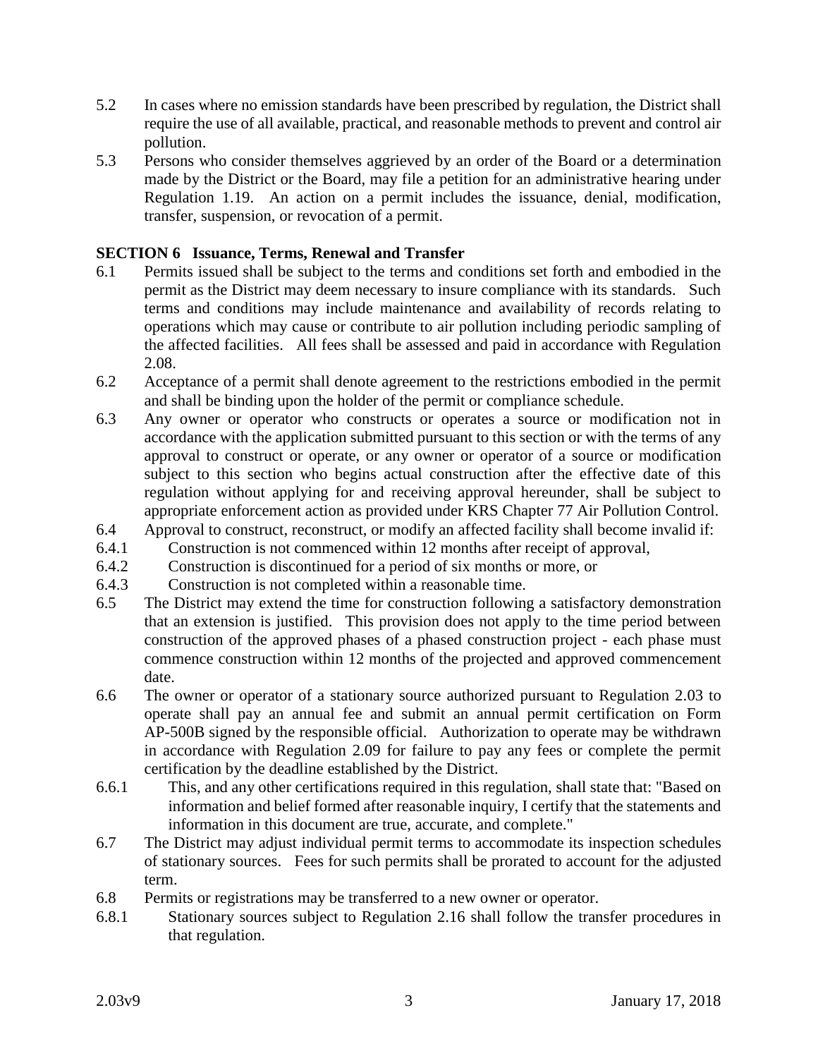5.2 In cases where no emission standards have been prescribed by regulation, the District shall require the use of all available, practical, and reasonable methods to prevent and control air pollution.

5.3 Persons who consider themselves aggrieved by an order of the Board or a determination made by the District or the Board, may file a petition for an administrative hearing under Regulation 1.19. An action on a permit includes the issuance, denial, modification, transfer, suspension, or revocation of a permit.

### SECTION 6 Issuance, Terms, Renewal and Transfer

6.1 Permits issued shall be subject to the terms and conditions set forth and embodied in the permit as the District may deem necessary to insure compliance with its standards. Such terms and conditions may include maintenance and availability of records relating to operations which may cause or contribute to air pollution including periodic sampling of the affected facilities. All fees shall be assessed and paid in accordance with Regulation 2.08.

6.2 Acceptance of a permit shall denote agreement to the restrictions embodied in the permit and shall be binding upon the holder of the permit or compliance schedule.

6.3 Any owner or operator who constructs or operates a source or modification not in accordance with the application submitted pursuant to this section or with the terms of any approval to construct or operate, or any owner or operator of a source or modification subject to this section who begins actual construction after the effective date of this regulation without applying for and receiving approval hereunder, shall be subject to appropriate enforcement action as provided under KRS Chapter 77 Air Pollution Control.

6.4 Approval to construct, reconstruct, or modify an affected facility shall become invalid if:

6.4.1 Construction is not commenced within 12 months after receipt of approval,

6.4.2 Construction is discontinued for a period of six months or more, or

6.4.3 Construction is not completed within a reasonable time.

6.5 The District may extend the time for construction following a satisfactory demonstration that an extension is justified. This provision does not apply to the time period between construction of the approved phases of a phased construction project - each phase must commence construction within 12 months of the projected and approved commencement date.

6.6 The owner or operator of a stationary source authorized pursuant to Regulation 2.03 to operate shall pay an annual fee and submit an annual permit certification on Form AP-500B signed by the responsible official. Authorization to operate may be withdrawn in accordance with Regulation 2.09 for failure to pay any fees or complete the permit certification by the deadline established by the District.

6.6.1 This, and any other certifications required in this regulation, shall state that: "Based on information and belief formed after reasonable inquiry, I certify that the statements and information in this document are true, accurate, and complete."

6.7 The District may adjust individual permit terms to accommodate its inspection schedules of stationary sources. Fees for such permits shall be prorated to account for the adjusted term.

6.8 Permits or registrations may be transferred to a new owner or operator.

6.8.1 Stationary sources subject to Regulation 2.16 shall follow the transfer procedures in that regulation.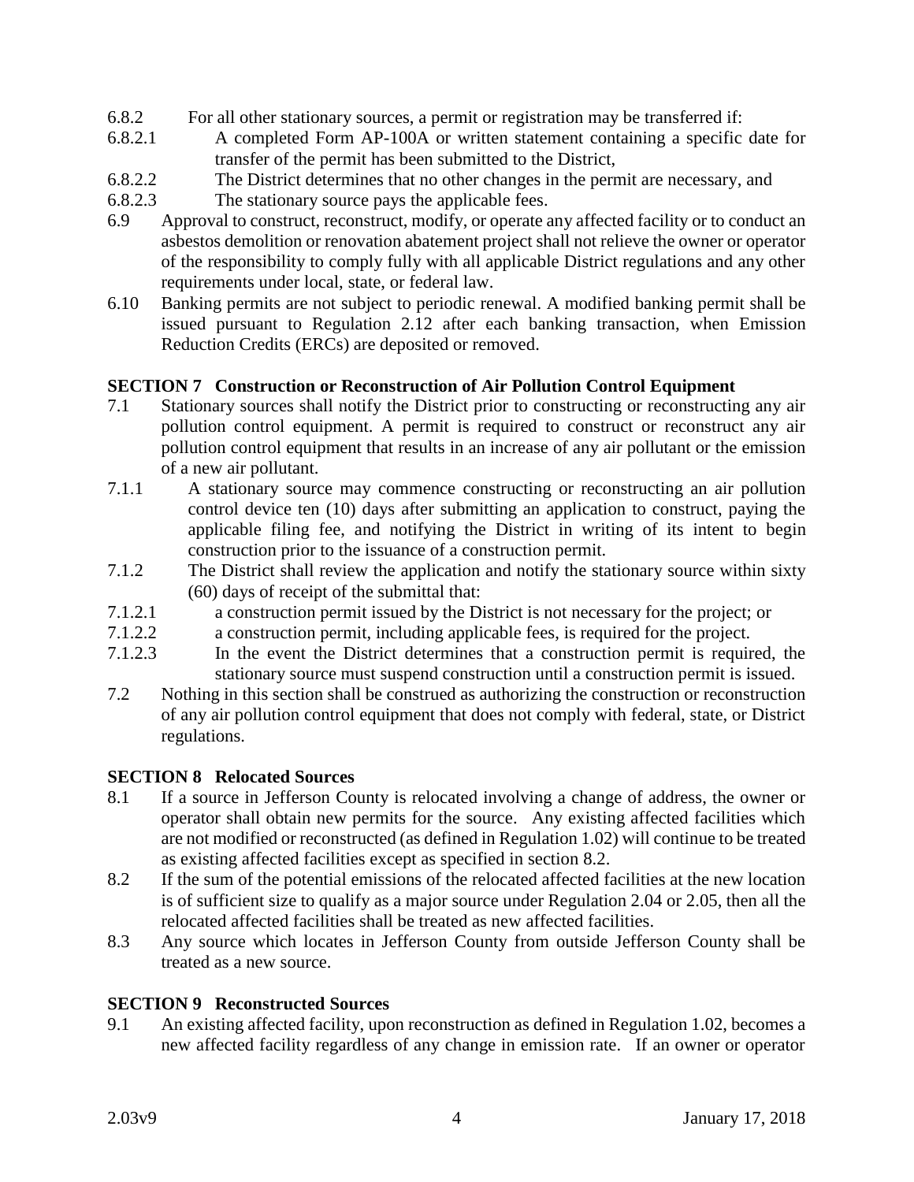6.8.2 For all other stationary sources, a permit or registration may be transferred if:

6.8.2.1 A completed Form AP-100A or written statement containing a specific date for transfer of the permit has been submitted to the District,

6.8.2.2 The District determines that no other changes in the permit are necessary, and

6.8.2.3 The stationary source pays the applicable fees.

6.9 Approval to construct, reconstruct, modify, or operate any affected facility or to conduct an asbestos demolition or renovation abatement project shall not relieve the owner or operator of the responsibility to comply fully with all applicable District regulations and any other requirements under local, state, or federal law.

6.10 Banking permits are not subject to periodic renewal. A modified banking permit shall be issued pursuant to Regulation 2.12 after each banking transaction, when Emission Reduction Credits (ERCs) are deposited or removed.

**SECTION 7 Construction or Reconstruction of Air Pollution Control Equipment**

7.1 Stationary sources shall notify the District prior to constructing or reconstructing any air pollution control equipment. A permit is required to construct or reconstruct any air pollution control equipment that results in an increase of any air pollutant or the emission of a new air pollutant.

7.1.1 A stationary source may commence constructing or reconstructing an air pollution control device ten (10) days after submitting an application to construct, paying the applicable filing fee, and notifying the District in writing of its intent to begin construction prior to the issuance of a construction permit.

7.1.2 The District shall review the application and notify the stationary source within sixty (60) days of receipt of the submittal that:

7.1.2.1 a construction permit issued by the District is not necessary for the project; or

7.1.2.2 a construction permit, including applicable fees, is required for the project.

7.1.2.3 In the event the District determines that a construction permit is required, the stationary source must suspend construction until a construction permit is issued.

7.2 Nothing in this section shall be construed as authorizing the construction or reconstruction of any air pollution control equipment that does not comply with federal, state, or District regulations.

**SECTION 8 Relocated Sources**

8.1 If a source in Jefferson County is relocated involving a change of address, the owner or operator shall obtain new permits for the source. Any existing affected facilities which are not modified or reconstructed (as defined in Regulation 1.02) will continue to be treated as existing affected facilities except as specified in section 8.2.

8.2 If the sum of the potential emissions of the relocated affected facilities at the new location is of sufficient size to qualify as a major source under Regulation 2.04 or 2.05, then all the relocated affected facilities shall be treated as new affected facilities.

8.3 Any source which locates in Jefferson County from outside Jefferson County shall be treated as a new source.

**SECTION 9 Reconstructed Sources**

9.1 An existing affected facility, upon reconstruction as defined in Regulation 1.02, becomes a new affected facility regardless of any change in emission rate. If an owner or operator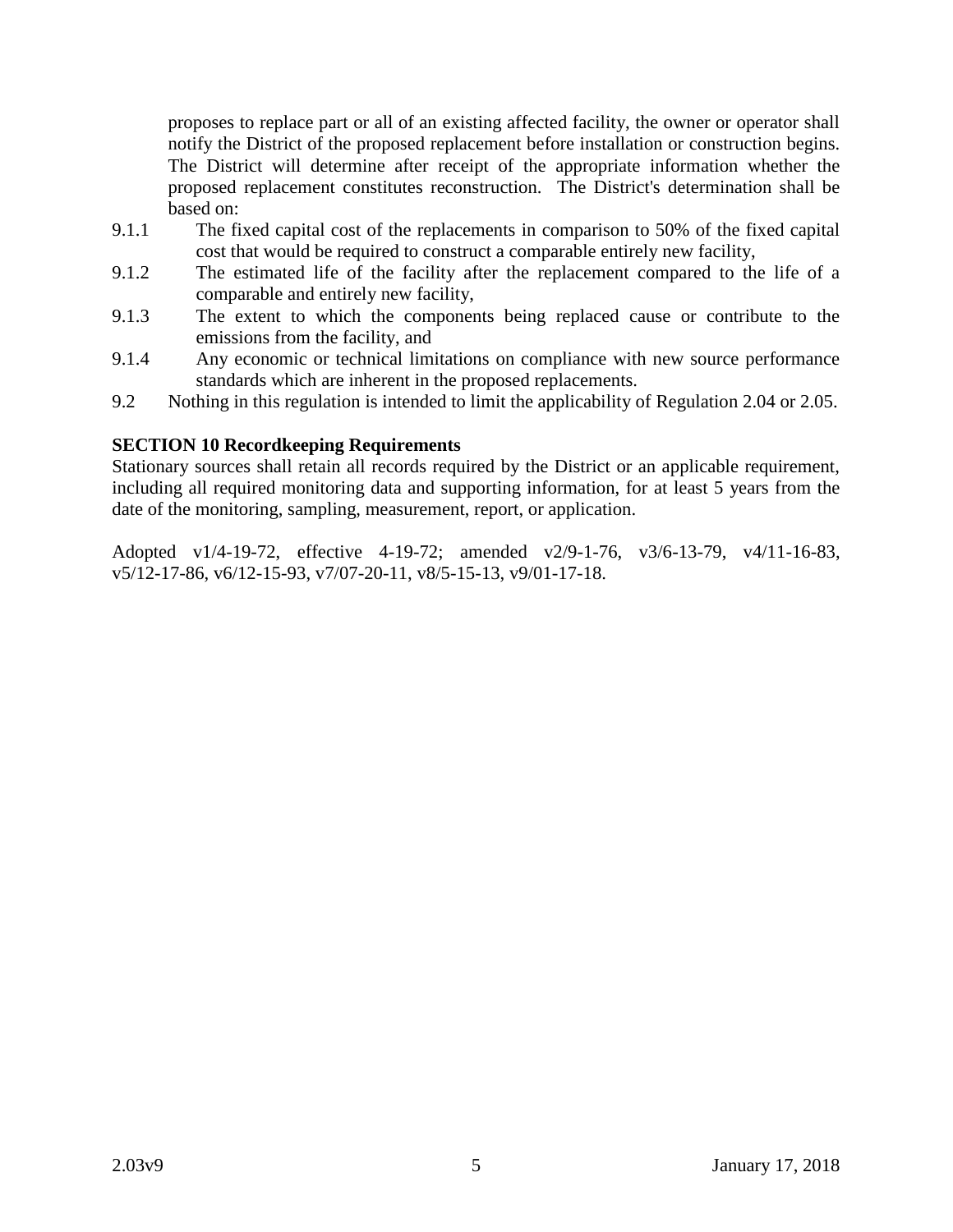proposes to replace part or all of an existing affected facility, the owner or operator shall notify the District of the proposed replacement before installation or construction begins. The District will determine after receipt of the appropriate information whether the proposed replacement constitutes reconstruction. The District's determination shall be based on:

9.1.1 The fixed capital cost of the replacements in comparison to 50% of the fixed capital cost that would be required to construct a comparable entirely new facility,

9.1.2 The estimated life of the facility after the replacement compared to the life of a comparable and entirely new facility,

9.1.3 The extent to which the components being replaced cause or contribute to the emissions from the facility, and

9.1.4 Any economic or technical limitations on compliance with new source performance standards which are inherent in the proposed replacements.

9.2 Nothing in this regulation is intended to limit the applicability of Regulation 2.04 or 2.05.

**SECTION 10 Recordkeeping Requirements**

Stationary sources shall retain all records required by the District or an applicable requirement, including all required monitoring data and supporting information, for at least 5 years from the date of the monitoring, sampling, measurement, report, or application.

Adopted v1/4-19-72, effective 4-19-72; amended v2/9-1-76, v3/6-13-79, v4/11-16-83, v5/12-17-86, v6/12-15-93, v7/07-20-11, v8/5-15-13, v9/01-17-18.